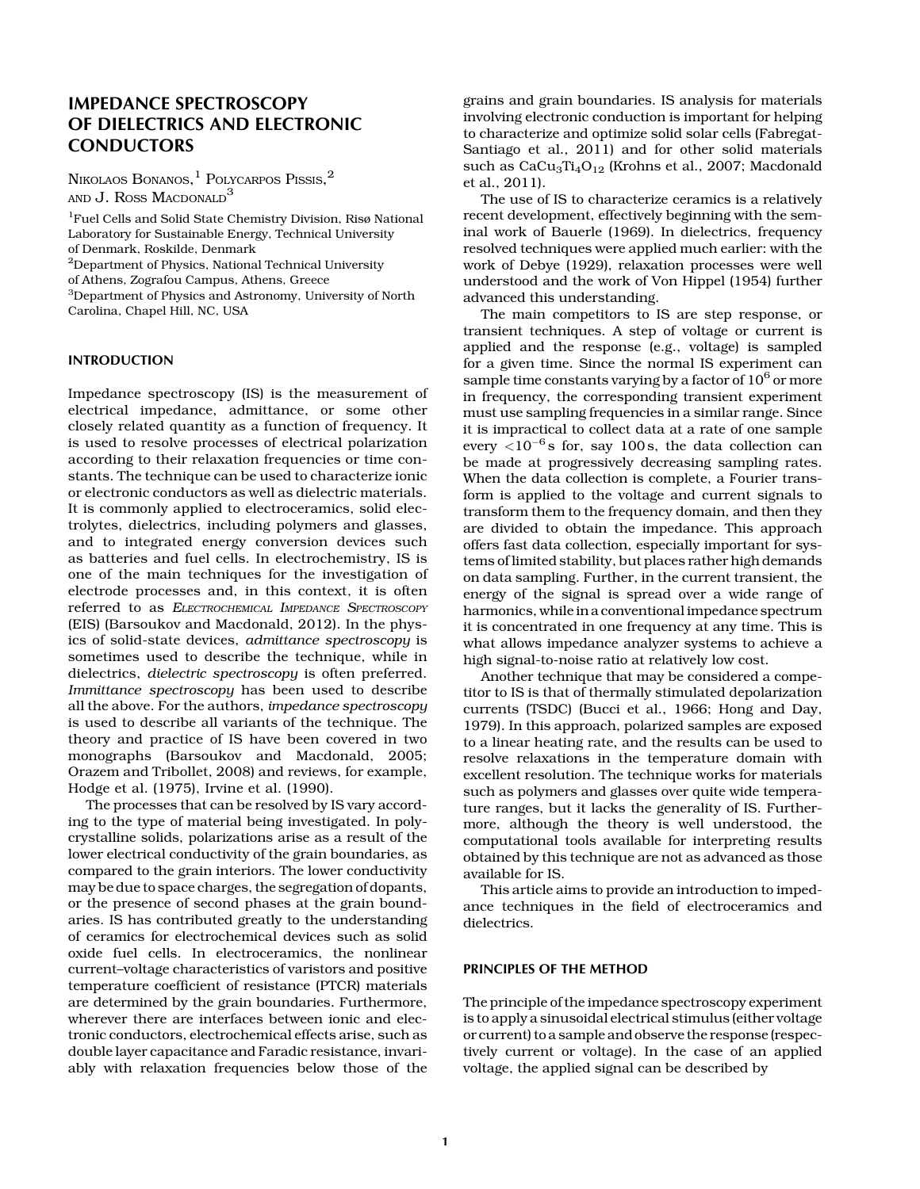# IMPEDANCE SPECTROSCOPY OF DIELECTRICS AND ELECTRONIC CONDUCTORS

Nikolaos Bonanos,[1] Polycarpos Pissis,[2] and J. Ross Macdonald[3]

[1]Fuel Cells and Solid State Chemistry Division, Risø National Laboratory for Sustainable Energy, Technical University of Denmark, Roskilde, Denmark

[2]Department of Physics, National Technical University of Athens, Zografou Campus, Athens, Greece

[3]Department of Physics and Astronomy, University of North Carolina, Chapel Hill, NC, USA

## INTRODUCTION

Impedance spectroscopy (IS) is the measurement of electrical impedance, admittance, or some other closely related quantity as a function of frequency. It is used to resolve processes of electrical polarization according to their relaxation frequencies or time constants. The technique can be used to characterize ionic or electronic conductors as well as dielectric materials. It is commonly applied to electroceramics, solid electrolytes, dielectrics, including polymers and glasses, and to integrated energy conversion devices such as batteries and fuel cells. In electrochemistry, IS is one of the main techniques for the investigation of electrode processes and, in this context, it is often referred to as *Electrochemical Impedance Spectroscopy* (EIS) (Barsoukov and Macdonald, 2012). In the physics of solid-state devices, *admittance spectroscopy* is sometimes used to describe the technique, while in dielectrics, *dielectric spectroscopy* is often preferred. *Immittance spectroscopy* has been used to describe all the above. For the authors, *impedance spectroscopy* is used to describe all variants of the technique. The theory and practice of IS have been covered in two monographs (Barsoukov and Macdonald, 2005; Orazem and Tribollet, 2008) and reviews, for example, Hodge et al. (1975), Irvine et al. (1990).

The processes that can be resolved by IS vary according to the type of material being investigated. In polycrystalline solids, polarizations arise as a result of the lower electrical conductivity of the grain boundaries, as compared to the grain interiors. The lower conductivity may be due to space charges, the segregation of dopants, or the presence of second phases at the grain boundaries. IS has contributed greatly to the understanding of ceramics for electrochemical devices such as solid oxide fuel cells. In electroceramics, the nonlinear current–voltage characteristics of varistors and positive temperature coefficient of resistance (PTCR) materials are determined by the grain boundaries. Furthermore, wherever there are interfaces between ionic and electronic conductors, electrochemical effects arise, such as double layer capacitance and Faradic resistance, invariably with relaxation frequencies below those of the grains and grain boundaries. IS analysis for materials involving electronic conduction is important for helping to characterize and optimize solid solar cells (Fabregat-Santiago et al., 2011) and for other solid materials such as $CaCu_3Ti_4O_{12}$ (Krohns et al., 2007; Macdonald et al., 2011).

The use of IS to characterize ceramics is a relatively recent development, effectively beginning with the seminal work of Bauerle (1969). In dielectrics, frequency resolved techniques were applied much earlier: with the work of Debye (1929), relaxation processes were well understood and the work of Von Hippel (1954) further advanced this understanding.

The main competitors to IS are step response, or transient techniques. A step of voltage or current is applied and the response (e.g., voltage) is sampled for a given time. Since the normal IS experiment can sample time constants varying by a factor of $10^6$ or more in frequency, the corresponding transient experiment must use sampling frequencies in a similar range. Since it is impractical to collect data at a rate of one sample every $<10^{-6}$ s for, say 100 s, the data collection can be made at progressively decreasing sampling rates. When the data collection is complete, a Fourier transform is applied to the voltage and current signals to transform them to the frequency domain, and then they are divided to obtain the impedance. This approach offers fast data collection, especially important for systems of limited stability, but places rather high demands on data sampling. Further, in the current transient, the energy of the signal is spread over a wide range of harmonics, while in a conventional impedance spectrum it is concentrated in one frequency at any time. This is what allows impedance analyzer systems to achieve a high signal-to-noise ratio at relatively low cost.

Another technique that may be considered a competitor to IS is that of thermally stimulated depolarization currents (TSDC) (Bucci et al., 1966; Hong and Day, 1979). In this approach, polarized samples are exposed to a linear heating rate, and the results can be used to resolve relaxations in the temperature domain with excellent resolution. The technique works for materials such as polymers and glasses over quite wide temperature ranges, but it lacks the generality of IS. Furthermore, although the theory is well understood, the computational tools available for interpreting results obtained by this technique are not as advanced as those available for IS.

This article aims to provide an introduction to impedance techniques in the field of electroceramics and dielectrics.

## PRINCIPLES OF THE METHOD

The principle of the impedance spectroscopy experiment is to apply a sinusoidal electrical stimulus (either voltage or current) to a sample and observe the response (respectively current or voltage). In the case of an applied voltage, the applied signal can be described by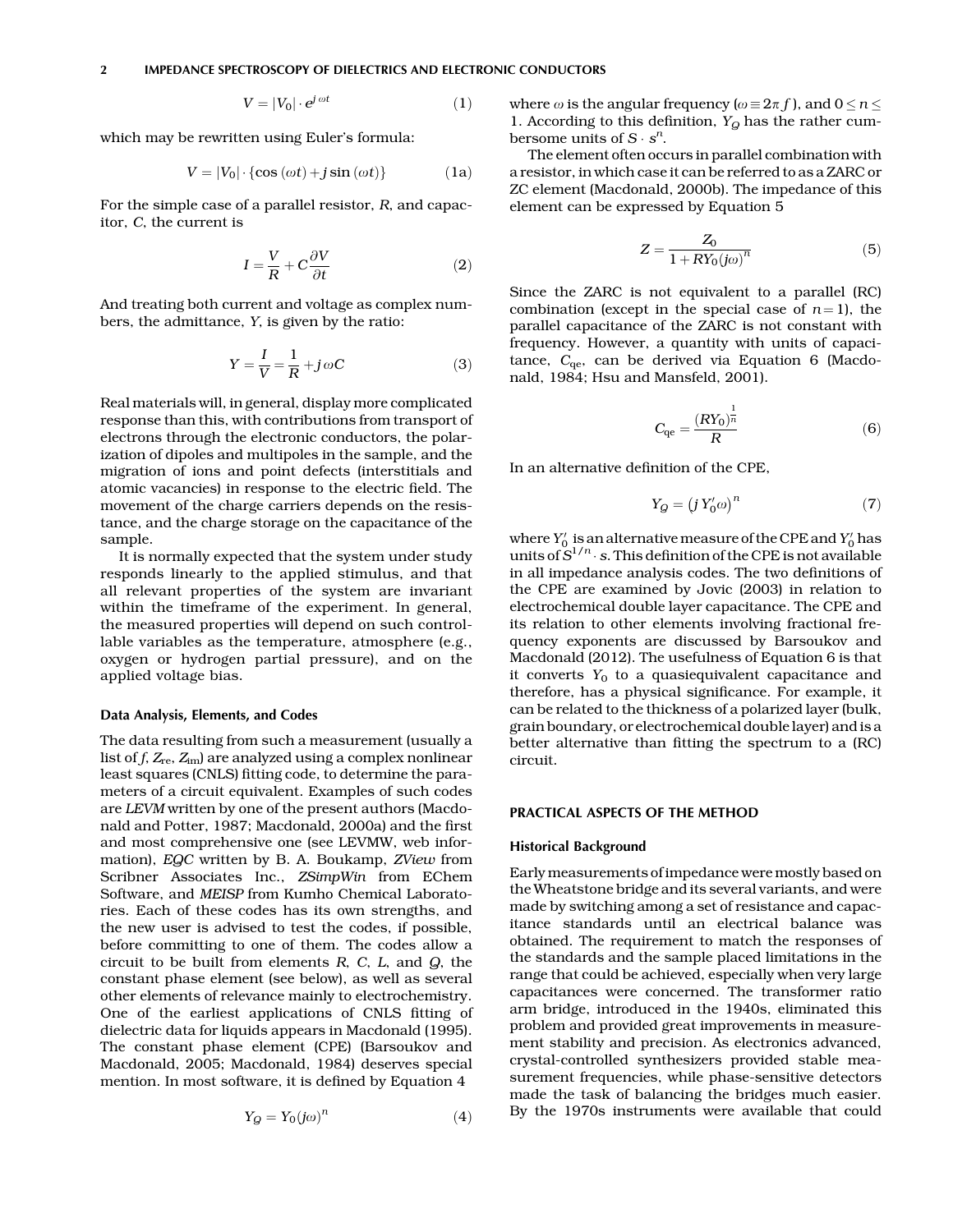$$V = |V_0| \cdot e^{j\omega t} \tag{1}$$

which may be rewritten using Euler's formula:

$$V = |V_0| \cdot \{\cos(\omega t) + j\sin(\omega t)\} \tag{1a}$$

For the simple case of a parallel resistor, $R$, and capacitor, $C$, the current is

$$I = \frac{V}{R} + C\frac{\partial V}{\partial t} \tag{2}$$

And treating both current and voltage as complex numbers, the admittance, $Y$, is given by the ratio:

$$Y = \frac{I}{V} = \frac{1}{R} + j\omega C \tag{3}$$

Real materials will, in general, display more complicated response than this, with contributions from transport of electrons through the electronic conductors, the polarization of dipoles and multipoles in the sample, and the migration of ions and point defects (interstitials and atomic vacancies) in response to the electric field. The movement of the charge carriers depends on the resistance, and the charge storage on the capacitance of the sample.

It is normally expected that the system under study responds linearly to the applied stimulus, and that all relevant properties of the system are invariant within the timeframe of the experiment. In general, the measured properties will depend on such controllable variables as the temperature, atmosphere (e.g., oxygen or hydrogen partial pressure), and on the applied voltage bias.

### Data Analysis, Elements, and Codes

The data resulting from such a measurement (usually a list of $f$, $Z_{re}$, $Z_{im}$) are analyzed using a complex nonlinear least squares (CNLS) fitting code, to determine the parameters of a circuit equivalent. Examples of such codes are *LEVM* written by one of the present authors (Macdonald and Potter, 1987; Macdonald, 2000a) and the first and most comprehensive one (see LEVMW, web information), *EQC* written by B. A. Boukamp, *ZView* from Scribner Associates Inc., *ZSimpWin* from EChem Software, and *MEISP* from Kumho Chemical Laboratories. Each of these codes has its own strengths, and the new user is advised to test the codes, if possible, before committing to one of them. The codes allow a circuit to be built from elements $R$, $C$, $L$, and $Q$, the constant phase element (see below), as well as several other elements of relevance mainly to electrochemistry. One of the earliest applications of CNLS fitting of dielectric data for liquids appears in Macdonald (1995). The constant phase element (CPE) (Barsoukov and Macdonald, 2005; Macdonald, 1984) deserves special mention. In most software, it is defined by Equation 4

$$Y_Q = Y_0(j\omega)^n \tag{4}$$

where $\omega$ is the angular frequency ($\omega \equiv 2\pi f$), and $0 \le n \le 1$. According to this definition, $Y_Q$ has the rather cumbersome units of $S \cdot s^n$.

The element often occurs in parallel combination with a resistor, in which case it can be referred to as a ZARC or ZC element (Macdonald, 2000b). The impedance of this element can be expressed by Equation 5

$$Z = \frac{Z_0}{1 + RY_0(j\omega)^n} \tag{5}$$

Since the ZARC is not equivalent to a parallel (RC) combination (except in the special case of $n = 1$), the parallel capacitance of the ZARC is not constant with frequency. However, a quantity with units of capacitance, $C_{qe}$, can be derived via Equation 6 (Macdonald, 1984; Hsu and Mansfeld, 2001).

$$C_{qe} = \frac{(RY_0)^{\frac{1}{n}}}{R} \tag{6}$$

In an alternative definition of the CPE,

$$Y_Q = \left(jY_0'\omega\right)^n \tag{7}$$

where $Y_0'$ is an alternative measure of the CPE and $Y_0'$ has units of $S^{1/n} \cdot s$. This definition of the CPE is not available in all impedance analysis codes. The two definitions of the CPE are examined by Jovic (2003) in relation to electrochemical double layer capacitance. The CPE and its relation to other elements involving fractional frequency exponents are discussed by Barsoukov and Macdonald (2012). The usefulness of Equation 6 is that it converts $Y_0$ to a quasiequivalent capacitance and therefore, has a physical significance. For example, it can be related to the thickness of a polarized layer (bulk, grain boundary, or electrochemical double layer) and is a better alternative than fitting the spectrum to a (RC) circuit.

## PRACTICAL ASPECTS OF THE METHOD

### Historical Background

Early measurements of impedance were mostly based on the Wheatstone bridge and its several variants, and were made by switching among a set of resistance and capacitance standards until an electrical balance was obtained. The requirement to match the responses of the standards and the sample placed limitations in the range that could be achieved, especially when very large capacitances were concerned. The transformer ratio arm bridge, introduced in the 1940s, eliminated this problem and provided great improvements in measurement stability and precision. As electronics advanced, crystal-controlled synthesizers provided stable measurement frequencies, while phase-sensitive detectors made the task of balancing the bridges much easier. By the 1970s instruments were available that could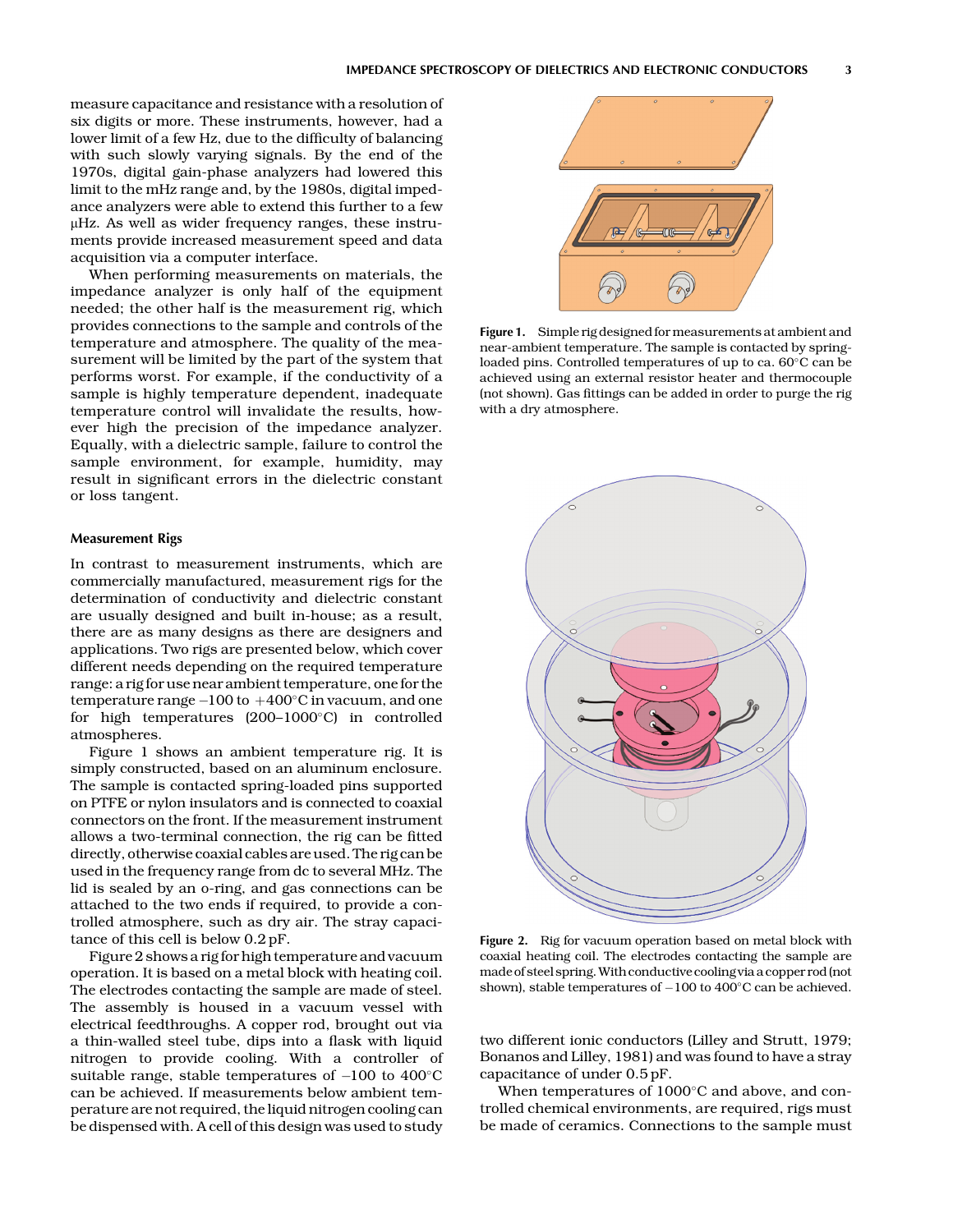measure capacitance and resistance with a resolution of six digits or more. These instruments, however, had a lower limit of a few Hz, due to the difficulty of balancing with such slowly varying signals. By the end of the 1970s, digital gain-phase analyzers had lowered this limit to the mHz range and, by the 1980s, digital impedance analyzers were able to extend this further to a few μHz. As well as wider frequency ranges, these instruments provide increased measurement speed and data acquisition via a computer interface.

When performing measurements on materials, the impedance analyzer is only half of the equipment needed; the other half is the measurement rig, which provides connections to the sample and controls of the temperature and atmosphere. The quality of the measurement will be limited by the part of the system that performs worst. For example, if the conductivity of a sample is highly temperature dependent, inadequate temperature control will invalidate the results, however high the precision of the impedance analyzer. Equally, with a dielectric sample, failure to control the sample environment, for example, humidity, may result in significant errors in the dielectric constant or loss tangent.

### Measurement Rigs

In contrast to measurement instruments, which are commercially manufactured, measurement rigs for the determination of conductivity and dielectric constant are usually designed and built in-house; as a result, there are as many designs as there are designers and applications. Two rigs are presented below, which cover different needs depending on the required temperature range: a rig for use near ambient temperature, one for the temperature range −100 to +400°C in vacuum, and one for high temperatures (200–1000°C) in controlled atmospheres.

Figure 1 shows an ambient temperature rig. It is simply constructed, based on an aluminum enclosure. The sample is contacted spring-loaded pins supported on PTFE or nylon insulators and is connected to coaxial connectors on the front. If the measurement instrument allows a two-terminal connection, the rig can be fitted directly, otherwise coaxial cables are used. The rig can be used in the frequency range from dc to several MHz. The lid is sealed by an o-ring, and gas connections can be attached to the two ends if required, to provide a controlled atmosphere, such as dry air. The stray capacitance of this cell is below 0.2 pF.

Figure 2 shows a rig for high temperature and vacuum operation. It is based on a metal block with heating coil. The electrodes contacting the sample are made of steel. The assembly is housed in a vacuum vessel with electrical feedthroughs. A copper rod, brought out via a thin-walled steel tube, dips into a flask with liquid nitrogen to provide cooling. With a controller of suitable range, stable temperatures of –100 to 400°C can be achieved. If measurements below ambient temperature are not required, the liquid nitrogen cooling can be dispensed with. A cell of this design was used to study two different ionic conductors (Lilley and Strutt, 1979; Bonanos and Lilley, 1981) and was found to have a stray capacitance of under 0.5 pF.

When temperatures of 1000°C and above, and controlled chemical environments, are required, rigs must be made of ceramics. Connections to the sample must

**Figure 1.** Simple rig designed for measurements at ambient and near-ambient temperature. The sample is contacted by spring-loaded pins. Controlled temperatures of up to ca. 60°C can be achieved using an external resistor heater and thermocouple (not shown). Gas fittings can be added in order to purge the rig with a dry atmosphere.

**Figure 2.** Rig for vacuum operation based on metal block with coaxial heating coil. The electrodes contacting the sample are made of steel spring. With conductive cooling via a copper rod (not shown), stable temperatures of −100 to 400°C can be achieved.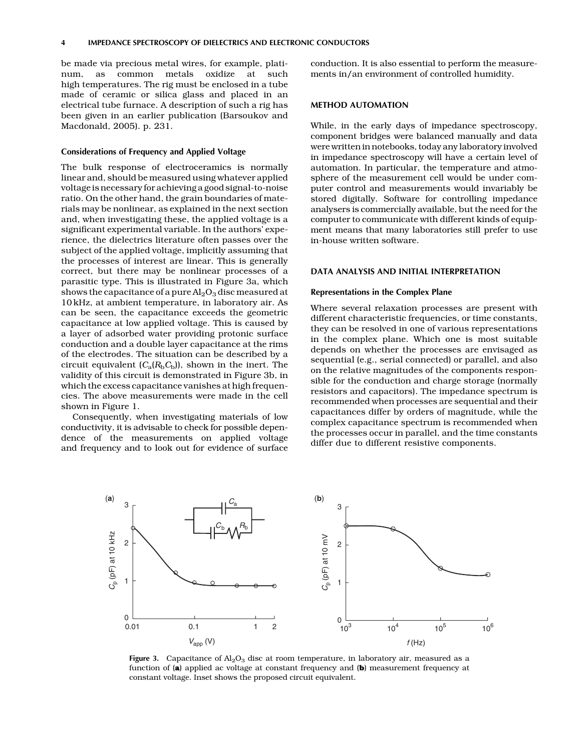be made via precious metal wires, for example, platinum, as common metals oxidize at such high temperatures. The rig must be enclosed in a tube made of ceramic or silica glass and placed in an electrical tube furnace. A description of such a rig has been given in an earlier publication (Barsoukov and Macdonald, 2005). p. 231.

### Considerations of Frequency and Applied Voltage

The bulk response of electroceramics is normally linear and, should be measured using whatever applied voltage is necessary for achieving a good signal-to-noise ratio. On the other hand, the grain boundaries of materials may be nonlinear, as explained in the next section and, when investigating these, the applied voltage is a significant experimental variable. In the authors' experience, the dielectrics literature often passes over the subject of the applied voltage, implicitly assuming that the processes of interest are linear. This is generally correct, but there may be nonlinear processes of a parasitic type. This is illustrated in Figure 3a, which shows the capacitance of a pure $Al_2O_3$ disc measured at 10 kHz, at ambient temperature, in laboratory air. As can be seen, the capacitance exceeds the geometric capacitance at low applied voltage. This is caused by a layer of adsorbed water providing protonic surface conduction and a double layer capacitance at the rims of the electrodes. The situation can be described by a circuit equivalent ($C_a(R_bC_b)$), shown in the inert. The validity of this circuit is demonstrated in Figure 3b, in which the excess capacitance vanishes at high frequencies. The above measurements were made in the cell shown in Figure 1.

Consequently, when investigating materials of low conductivity, it is advisable to check for possible dependence of the measurements on applied voltage and frequency and to look out for evidence of surface conduction. It is also essential to perform the measurements in/an environment of controlled humidity.

## METHOD AUTOMATION

While, in the early days of impedance spectroscopy, component bridges were balanced manually and data were written in notebooks, today any laboratory involved in impedance spectroscopy will have a certain level of automation. In particular, the temperature and atmosphere of the measurement cell would be under computer control and measurements would invariably be stored digitally. Software for controlling impedance analysers is commercially available, but the need for the computer to communicate with different kinds of equipment means that many laboratories still prefer to use in-house written software.

## DATA ANALYSIS AND INITIAL INTERPRETATION

### Representations in the Complex Plane

Where several relaxation processes are present with different characteristic frequencies, or time constants, they can be resolved in one of various representations in the complex plane. Which one is most suitable depends on whether the processes are envisaged as sequential (e.g., serial connected) or parallel, and also on the relative magnitudes of the components responsible for the conduction and charge storage (normally resistors and capacitors). The impedance spectrum is recommended when processes are sequential and their capacitances differ by orders of magnitude, while the complex capacitance spectrum is recommended when the processes occur in parallel, and the time constants differ due to different resistive components.

**Figure 3.** Capacitance of $Al_2O_3$ disc at room temperature, in laboratory air, measured as a function of (**a**) applied ac voltage at constant frequency and (**b**) measurement frequency at constant voltage. Inset shows the proposed circuit equivalent.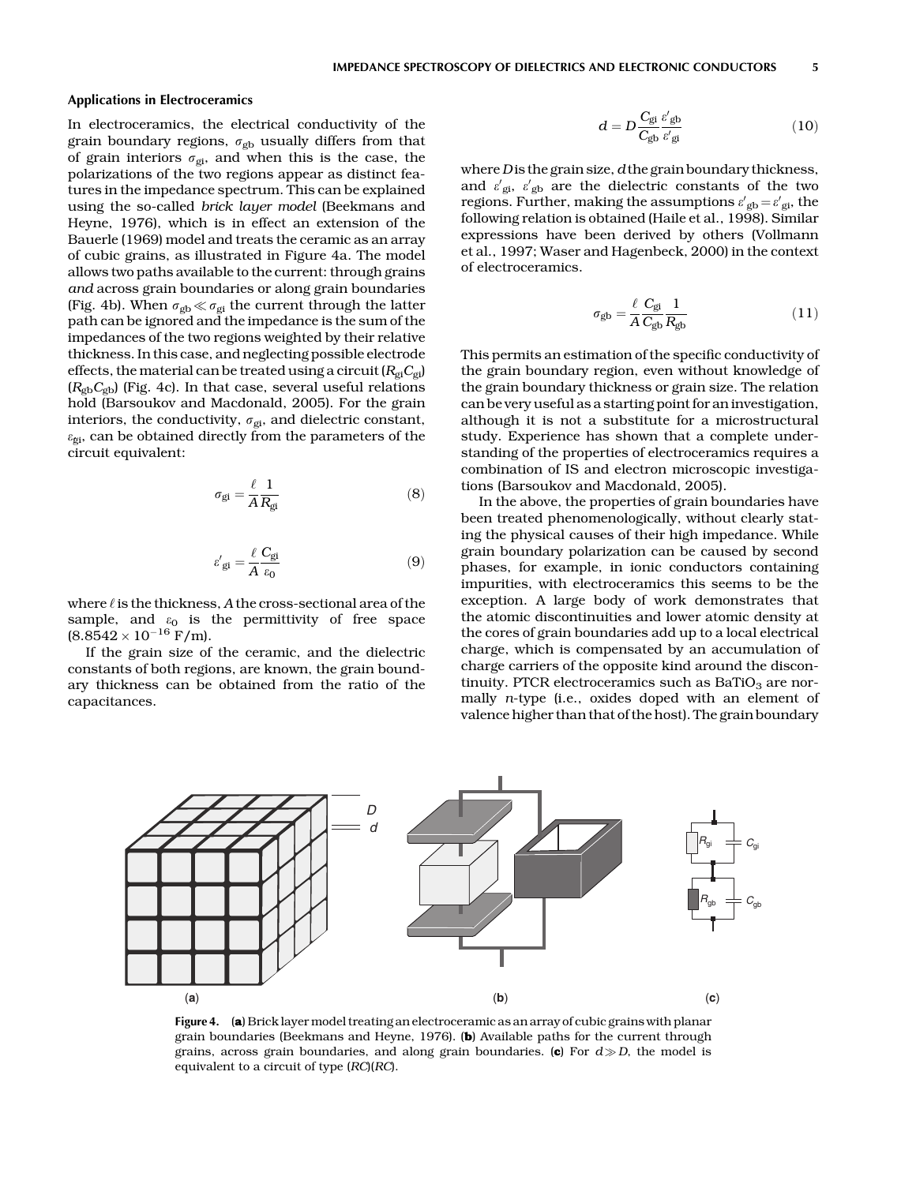### Applications in Electroceramics

In electroceramics, the electrical conductivity of the grain boundary regions, $\sigma_{gb}$ usually differs from that of grain interiors $\sigma_{gi}$, and when this is the case, the polarizations of the two regions appear as distinct features in the impedance spectrum. This can be explained using the so-called *brick layer model* (Beekmans and Heyne, 1976), which is in effect an extension of the Bauerle (1969) model and treats the ceramic as an array of cubic grains, as illustrated in Figure 4a. The model allows two paths available to the current: through grains *and* across grain boundaries or along grain boundaries (Fig. 4b). When $\sigma_{gb} \ll \sigma_{gi}$ the current through the latter path can be ignored and the impedance is the sum of the impedances of the two regions weighted by their relative thickness. In this case, and neglecting possible electrode effects, the material can be treated using a circuit ($R_{gi}C_{gi}$)($R_{gb}C_{gb}$) (Fig. 4c). In that case, several useful relations hold (Barsoukov and Macdonald, 2005). For the grain interiors, the conductivity, $\sigma_{gi}$, and dielectric constant, $\varepsilon_{gi}$, can be obtained directly from the parameters of the circuit equivalent:

$$\sigma_{gi} = \frac{\ell}{A}\frac{1}{R_{gi}} \tag{8}$$

$$\varepsilon'_{gi} = \frac{\ell}{A}\frac{C_{gi}}{\varepsilon_0} \tag{9}$$

where $\ell$ is the thickness, $A$ the cross-sectional area of the sample, and $\varepsilon_0$ is the permittivity of free space ($8.8542 \times 10^{-16}$ F/m).

If the grain size of the ceramic, and the dielectric constants of both regions, are known, the grain boundary thickness can be obtained from the ratio of the capacitances.

$$d = D\frac{C_{gi}}{C_{gb}}\frac{\varepsilon'_{gb}}{\varepsilon'_{gi}} \tag{10}$$

where $D$ is the grain size, $d$ the grain boundary thickness, and $\varepsilon'_{gi}$, $\varepsilon'_{gb}$ are the dielectric constants of the two regions. Further, making the assumptions $\varepsilon'_{gb} = \varepsilon'_{gi}$, the following relation is obtained (Haile et al., 1998). Similar expressions have been derived by others (Vollmann et al., 1997; Waser and Hagenbeck, 2000) in the context of electroceramics.

$$\sigma_{gb} = \frac{\ell}{A}\frac{C_{gi}}{C_{gb}}\frac{1}{R_{gb}} \tag{11}$$

This permits an estimation of the specific conductivity of the grain boundary region, even without knowledge of the grain boundary thickness or grain size. The relation can be very useful as a starting point for an investigation, although it is not a substitute for a microstructural study. Experience has shown that a complete understanding of the properties of electroceramics requires a combination of IS and electron microscopic investigations (Barsoukov and Macdonald, 2005).

In the above, the properties of grain boundaries have been treated phenomenologically, without clearly stating the physical causes of their high impedance. While grain boundary polarization can be caused by second phases, for example, in ionic conductors containing impurities, with electroceramics this seems to be the exception. A large body of work demonstrates that the atomic discontinuities and lower atomic density at the cores of grain boundaries add up to a local electrical charge, which is compensated by an accumulation of charge carriers of the opposite kind around the discontinuity. PTCR electroceramics such as $BaTiO_3$ are normally *n*-type (i.e., oxides doped with an element of valence higher than that of the host). The grain boundary

**Figure 4.** (**a**) Brick layer model treating an electroceramic as an array of cubic grains with planar grain boundaries (Beekmans and Heyne, 1976). (**b**) Available paths for the current through grains, across grain boundaries, and along grain boundaries. (**c**) For $d \gg D$, the model is equivalent to a circuit of type (*RC*)(*RC*).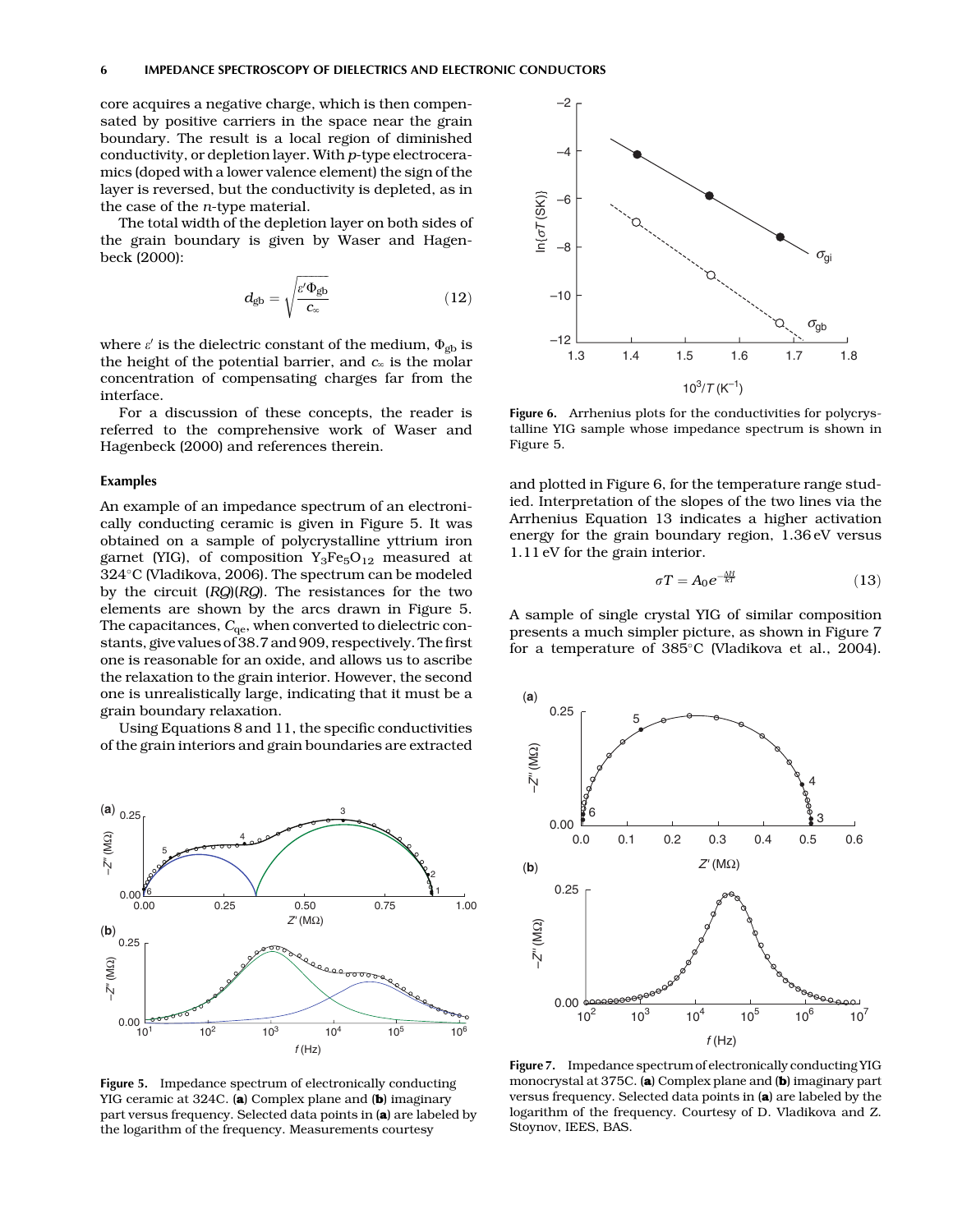core acquires a negative charge, which is then compensated by positive carriers in the space near the grain boundary. The result is a local region of diminished conductivity, or depletion layer. With *p*-type electroceramics (doped with a lower valence element) the sign of the layer is reversed, but the conductivity is depleted, as in the case of the *n*-type material.

The total width of the depletion layer on both sides of the grain boundary is given by Waser and Hagenbeck (2000):

$$d_{\mathrm{gb}} = \sqrt{\frac{\varepsilon' \Phi_{\mathrm{gb}}}{c_{\infty}}} \tag{12}$$

where $\varepsilon'$ is the dielectric constant of the medium, $\Phi_{\mathrm{gb}}$ is the height of the potential barrier, and $c_{\infty}$ is the molar concentration of compensating charges far from the interface.

For a discussion of these concepts, the reader is referred to the comprehensive work of Waser and Hagenbeck (2000) and references therein.

### Examples

An example of an impedance spectrum of an electronically conducting ceramic is given in Figure 5. It was obtained on a sample of polycrystalline yttrium iron garnet (YIG), of composition $Y_3Fe_5O_{12}$ measured at 324°C (Vladikova, 2006). The spectrum can be modeled by the circuit (*RQ*)(*RQ*). The resistances for the two elements are shown by the arcs drawn in Figure 5. The capacitances, $C_{\mathrm{qe}}$, when converted to dielectric constants, give values of 38.7 and 909, respectively. The first one is reasonable for an oxide, and allows us to ascribe the relaxation to the grain interior. However, the second one is unrealistically large, indicating that it must be a grain boundary relaxation.

Using Equations 8 and 11, the specific conductivities of the grain interiors and grain boundaries are extracted and plotted in Figure 6, for the temperature range studied. Interpretation of the slopes of the two lines via the Arrhenius Equation 13 indicates a higher activation energy for the grain boundary region, 1.36 eV versus 1.11 eV for the grain interior.

$$\sigma T = A_0 e^{-\frac{\Delta H}{kT}} \tag{13}$$

A sample of single crystal YIG of similar composition presents a much simpler picture, as shown in Figure 7 for a temperature of 385°C (Vladikova et al., 2004).

**Figure 5.** Impedance spectrum of electronically conducting YIG ceramic at 324C. (**a**) Complex plane and (**b**) imaginary part versus frequency. Selected data points in (**a**) are labeled by the logarithm of the frequency. Measurements courtesy

**Figure 6.** Arrhenius plots for the conductivities for polycrystalline YIG sample whose impedance spectrum is shown in Figure 5.

**Figure 7.** Impedance spectrum of electronically conducting YIG monocrystal at 375C. (**a**) Complex plane and (**b**) imaginary part versus frequency. Selected data points in (**a**) are labeled by the logarithm of the frequency. Courtesy of D. Vladikova and Z. Stoynov, IEES, BAS.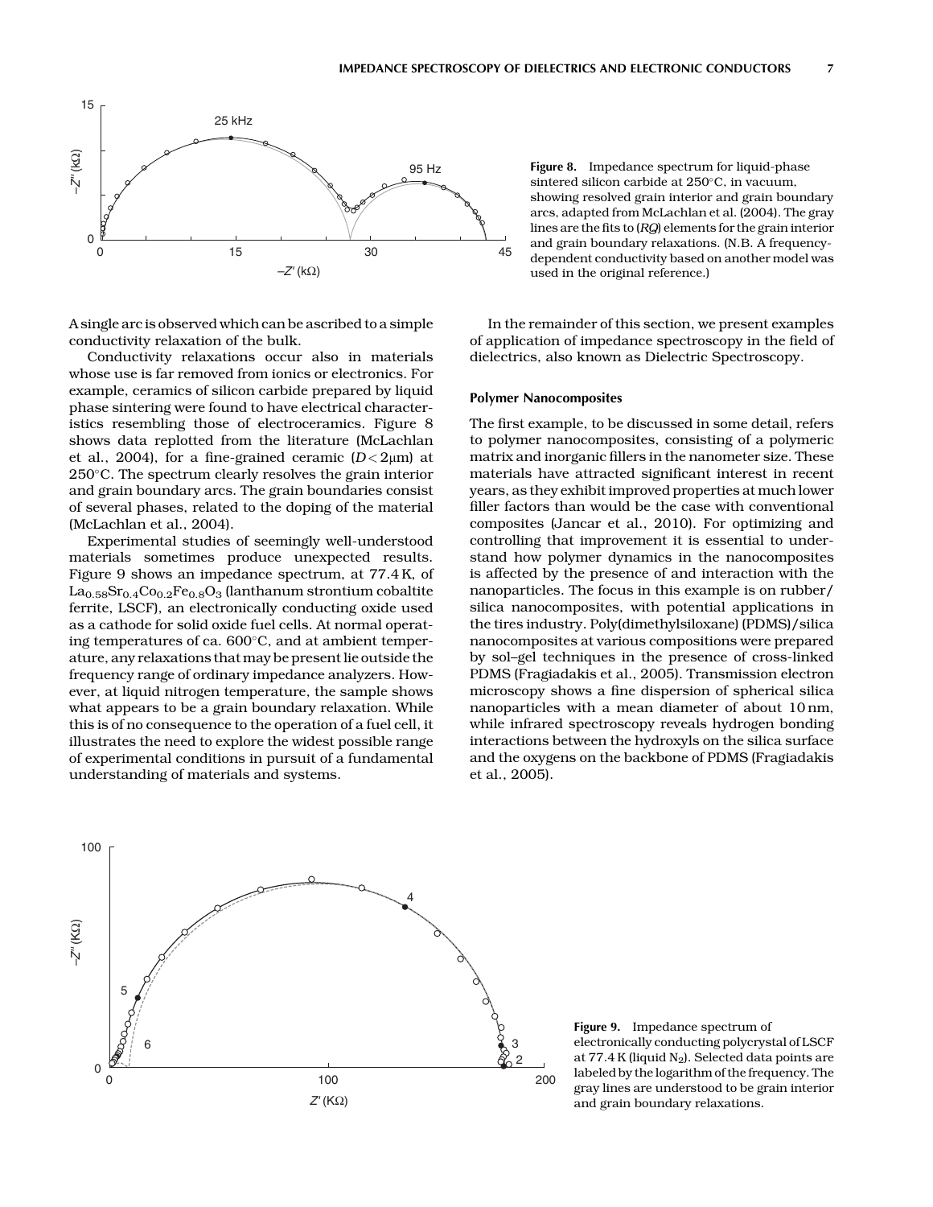Figure 8. Impedance spectrum for liquid-phase sintered silicon carbide at 250°C, in vacuum, showing resolved grain interior and grain boundary arcs, adapted from McLachlan et al. (2004). The gray lines are the fits to (*RQ*) elements for the grain interior and grain boundary relaxations. (N.B. A frequency-dependent conductivity based on another model was used in the original reference.)

A single arc is observed which can be ascribed to a simple conductivity relaxation of the bulk.

Conductivity relaxations occur also in materials whose use is far removed from ionics or electronics. For example, ceramics of silicon carbide prepared by liquid phase sintering were found to have electrical characteristics resembling those of electroceramics. Figure 8 shows data replotted from the literature (McLachlan et al., 2004), for a fine-grained ceramic ($D < 2\mu$m) at 250°C. The spectrum clearly resolves the grain interior and grain boundary arcs. The grain boundaries consist of several phases, related to the doping of the material (McLachlan et al., 2004).

Experimental studies of seemingly well-understood materials sometimes produce unexpected results. Figure 9 shows an impedance spectrum, at 77.4 K, of $La_{0.58}Sr_{0.4}Co_{0.2}Fe_{0.8}O_3$ (lanthanum strontium cobaltite ferrite, LSCF), an electronically conducting oxide used as a cathode for solid oxide fuel cells. At normal operating temperatures of ca. 600°C, and at ambient temperature, any relaxations that may be present lie outside the frequency range of ordinary impedance analyzers. However, at liquid nitrogen temperature, the sample shows what appears to be a grain boundary relaxation. While this is of no consequence to the operation of a fuel cell, it illustrates the need to explore the widest possible range of experimental conditions in pursuit of a fundamental understanding of materials and systems.

In the remainder of this section, we present examples of application of impedance spectroscopy in the field of dielectrics, also known as Dielectric Spectroscopy.

### Polymer Nanocomposites

The first example, to be discussed in some detail, refers to polymer nanocomposites, consisting of a polymeric matrix and inorganic fillers in the nanometer size. These materials have attracted significant interest in recent years, as they exhibit improved properties at much lower filler factors than would be the case with conventional composites (Jancar et al., 2010). For optimizing and controlling that improvement it is essential to understand how polymer dynamics in the nanocomposites is affected by the presence of and interaction with the nanoparticles. The focus in this example is on rubber/silica nanocomposites, with potential applications in the tires industry. Poly(dimethylsiloxane) (PDMS)/silica nanocomposites at various compositions were prepared by sol–gel techniques in the presence of cross-linked PDMS (Fragiadakis et al., 2005). Transmission electron microscopy shows a fine dispersion of spherical silica nanoparticles with a mean diameter of about 10 nm, while infrared spectroscopy reveals hydrogen bonding interactions between the hydroxyls on the silica surface and the oxygens on the backbone of PDMS (Fragiadakis et al., 2005).

Figure 9. Impedance spectrum of electronically conducting polycrystal of LSCF at 77.4 K (liquid $N_2$). Selected data points are labeled by the logarithm of the frequency. The gray lines are understood to be grain interior and grain boundary relaxations.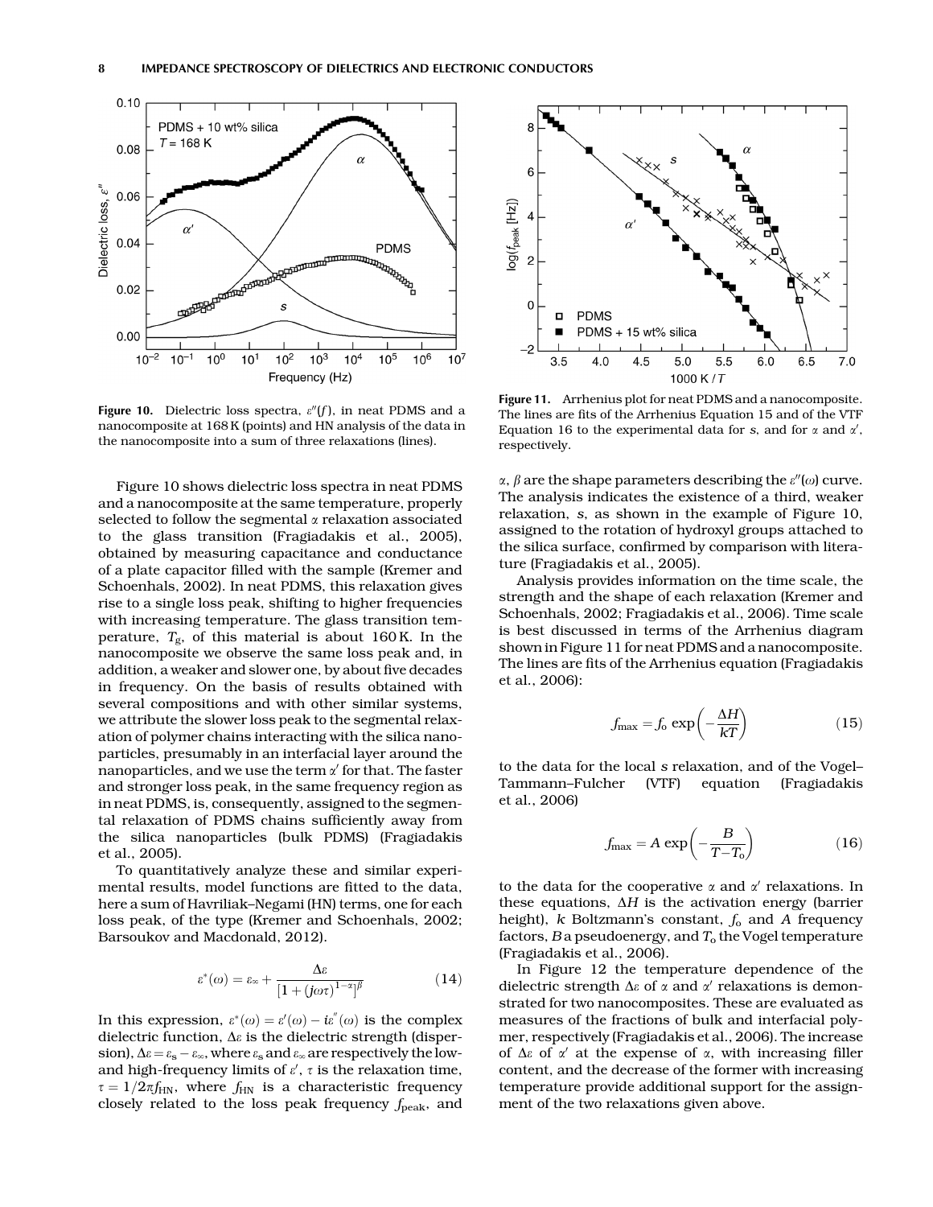Figure 10. Dielectric loss spectra, $\varepsilon''(f)$, in neat PDMS and a nanocomposite at 168 K (points) and HN analysis of the data in the nanocomposite into a sum of three relaxations (lines).

Figure 11. Arrhenius plot for neat PDMS and a nanocomposite. The lines are fits of the Arrhenius Equation 15 and of the VTF Equation 16 to the experimental data for $s$, and for $\alpha$ and $\alpha'$, respectively.

Figure 10 shows dielectric loss spectra in neat PDMS and a nanocomposite at the same temperature, properly selected to follow the segmental $\alpha$ relaxation associated to the glass transition (Fragiadakis et al., 2005), obtained by measuring capacitance and conductance of a plate capacitor filled with the sample (Kremer and Schoenhals, 2002). In neat PDMS, this relaxation gives rise to a single loss peak, shifting to higher frequencies with increasing temperature. The glass transition temperature, $T_g$, of this material is about 160 K. In the nanocomposite we observe the same loss peak and, in addition, a weaker and slower one, by about five decades in frequency. On the basis of results obtained with several compositions and with other similar systems, we attribute the slower loss peak to the segmental relaxation of polymer chains interacting with the silica nanoparticles, presumably in an interfacial layer around the nanoparticles, and we use the term $\alpha'$ for that. The faster and stronger loss peak, in the same frequency region as in neat PDMS, is, consequently, assigned to the segmental relaxation of PDMS chains sufficiently away from the silica nanoparticles (bulk PDMS) (Fragiadakis et al., 2005).

To quantitatively analyze these and similar experimental results, model functions are fitted to the data, here a sum of Havriliak–Negami (HN) terms, one for each loss peak, of the type (Kremer and Schoenhals, 2002; Barsoukov and Macdonald, 2012).

$$\varepsilon^*(\omega) = \varepsilon_\infty + \frac{\Delta\varepsilon}{[1+(j\omega\tau)^{1-\alpha}]^{\beta}} \tag{14}$$

In this expression, $\varepsilon^*(\omega) = \varepsilon'(\omega) - i\varepsilon''(\omega)$ is the complex dielectric function, $\Delta\varepsilon$ is the dielectric strength (dispersion), $\Delta\varepsilon = \varepsilon_s - \varepsilon_\infty$, where $\varepsilon_s$ and $\varepsilon_\infty$ are respectively the low- and high-frequency limits of $\varepsilon'$, $\tau$ is the relaxation time, $\tau = 1/2\pi f_{HN}$, where $f_{HN}$ is a characteristic frequency closely related to the loss peak frequency $f_{peak}$, and $\alpha$, $\beta$ are the shape parameters describing the $\varepsilon''(\omega)$ curve. The analysis indicates the existence of a third, weaker relaxation, $s$, as shown in the example of Figure 10, assigned to the rotation of hydroxyl groups attached to the silica surface, confirmed by comparison with literature (Fragiadakis et al., 2005).

Analysis provides information on the time scale, the strength and the shape of each relaxation (Kremer and Schoenhals, 2002; Fragiadakis et al., 2006). Time scale is best discussed in terms of the Arrhenius diagram shown in Figure 11 for neat PDMS and a nanocomposite. The lines are fits of the Arrhenius equation (Fragiadakis et al., 2006):

$$f_{max} = f_o \exp\left(-\frac{\Delta H}{kT}\right) \tag{15}$$

to the data for the local $s$ relaxation, and of the Vogel–Tammann–Fulcher (VTF) equation (Fragiadakis et al., 2006)

$$f_{max} = A \exp\left(-\frac{B}{T - T_o}\right) \tag{16}$$

to the data for the cooperative $\alpha$ and $\alpha'$ relaxations. In these equations, $\Delta H$ is the activation energy (barrier height), $k$ Boltzmann's constant, $f_o$ and $A$ frequency factors, $B$ a pseudoenergy, and $T_o$ the Vogel temperature (Fragiadakis et al., 2006).

In Figure 12 the temperature dependence of the dielectric strength $\Delta\varepsilon$ of $\alpha$ and $\alpha'$ relaxations is demonstrated for two nanocomposites. These are evaluated as measures of the fractions of bulk and interfacial polymer, respectively (Fragiadakis et al., 2006). The increase of $\Delta\varepsilon$ of $\alpha'$ at the expense of $\alpha$, with increasing filler content, and the decrease of the former with increasing temperature provide additional support for the assignment of the two relaxations given above.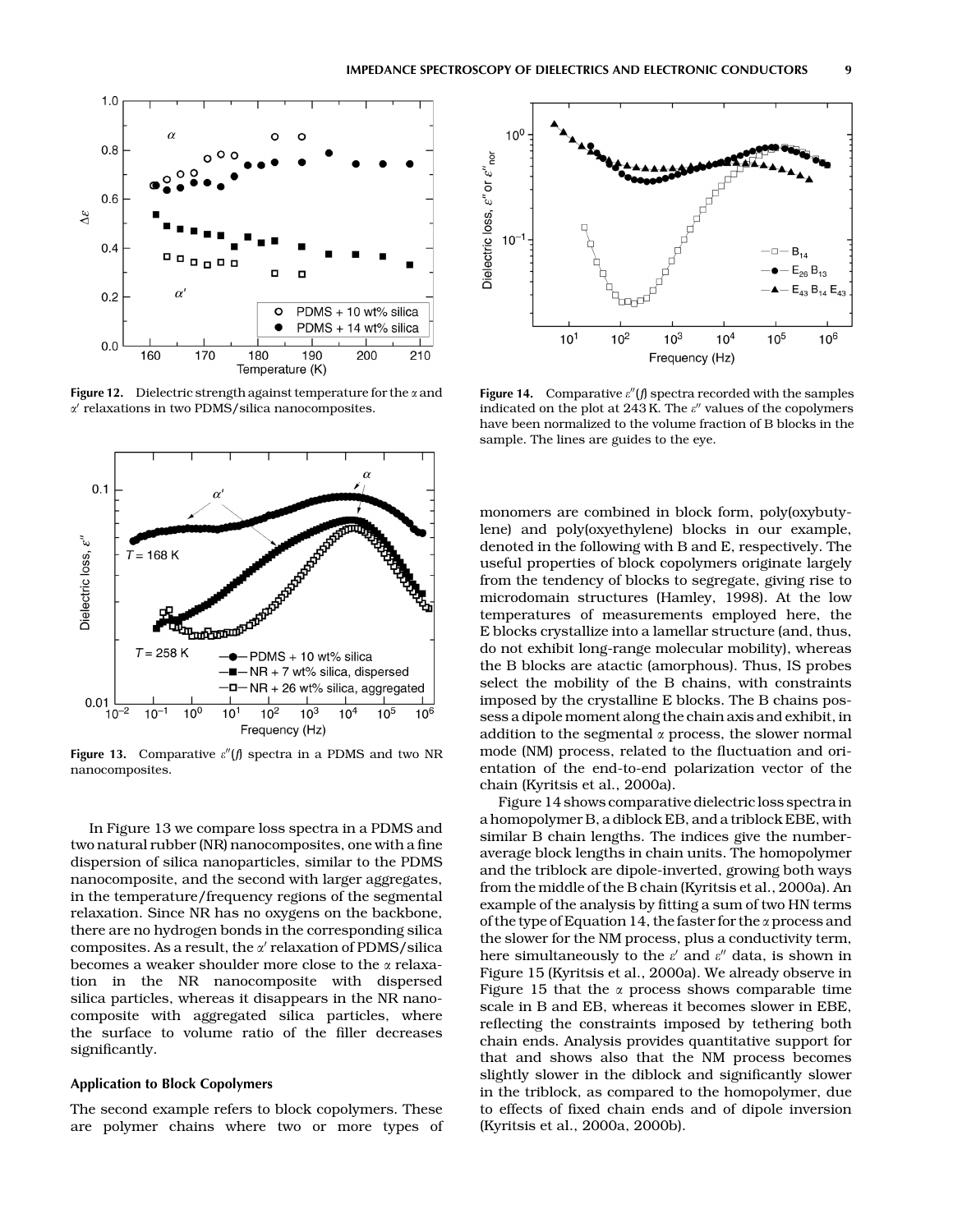Figure 12. Dielectric strength against temperature for the $\alpha$ and $\alpha'$ relaxations in two PDMS/silica nanocomposites.

Figure 13. Comparative $\varepsilon''(f)$ spectra in a PDMS and two NR nanocomposites.

In Figure 13 we compare loss spectra in a PDMS and two natural rubber (NR) nanocomposites, one with a fine dispersion of silica nanoparticles, similar to the PDMS nanocomposite, and the second with larger aggregates, in the temperature/frequency regions of the segmental relaxation. Since NR has no oxygens on the backbone, there are no hydrogen bonds in the corresponding silica composites. As a result, the $\alpha'$ relaxation of PDMS/silica becomes a weaker shoulder more close to the $\alpha$ relaxation in the NR nanocomposite with dispersed silica particles, whereas it disappears in the NR nanocomposite with aggregated silica particles, where the surface to volume ratio of the filler decreases significantly.

### Application to Block Copolymers

The second example refers to block copolymers. These are polymer chains where two or more types of monomers are combined in block form, poly(oxybutylene) and poly(oxyethylene) blocks in our example, denoted in the following with B and E, respectively. The useful properties of block copolymers originate largely from the tendency of blocks to segregate, giving rise to microdomain structures (Hamley, 1998). At the low temperatures of measurements employed here, the E blocks crystallize into a lamellar structure (and, thus, do not exhibit long-range molecular mobility), whereas the B blocks are atactic (amorphous). Thus, IS probes select the mobility of the B chains, with constraints imposed by the crystalline E blocks. The B chains possess a dipole moment along the chain axis and exhibit, in addition to the segmental $\alpha$ process, the slower normal mode (NM) process, related to the fluctuation and orientation of the end-to-end polarization vector of the chain (Kyritsis et al., 2000a).

Figure 14. Comparative $\varepsilon''(f)$ spectra recorded with the samples indicated on the plot at 243 K. The $\varepsilon''$ values of the copolymers have been normalized to the volume fraction of B blocks in the sample. The lines are guides to the eye.

Figure 14 shows comparative dielectric loss spectra in a homopolymer B, a diblock EB, and a triblock EBE, with similar B chain lengths. The indices give the number-average block lengths in chain units. The homopolymer and the triblock are dipole-inverted, growing both ways from the middle of the B chain (Kyritsis et al., 2000a). An example of the analysis by fitting a sum of two HN terms of the type of Equation 14, the faster for the $\alpha$ process and the slower for the NM process, plus a conductivity term, here simultaneously to the $\varepsilon'$ and $\varepsilon''$ data, is shown in Figure 15 (Kyritsis et al., 2000a). We already observe in Figure 15 that the $\alpha$ process shows comparable time scale in B and EB, whereas it becomes slower in EBE, reflecting the constraints imposed by tethering both chain ends. Analysis provides quantitative support for that and shows also that the NM process becomes slightly slower in the diblock and significantly slower in the triblock, as compared to the homopolymer, due to effects of fixed chain ends and of dipole inversion (Kyritsis et al., 2000a, 2000b).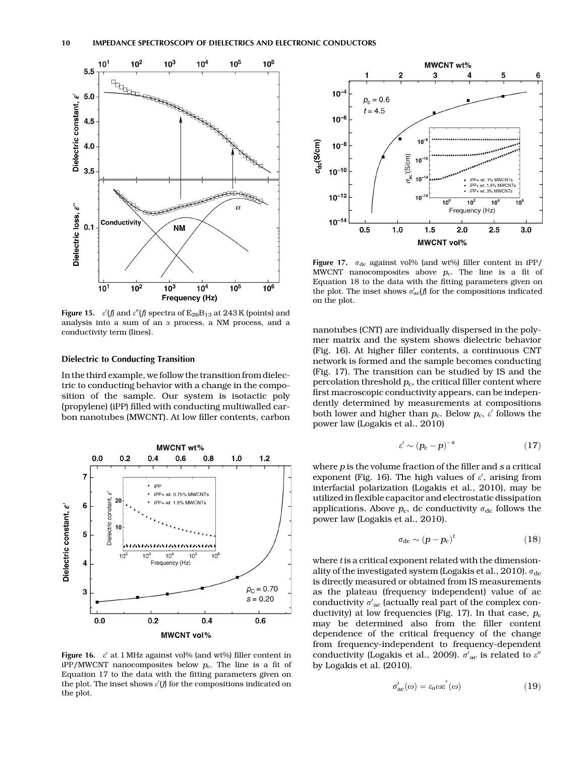Figure 15. $\varepsilon'(f)$ and $\varepsilon''(f)$ spectra of $E_{26}B_{13}$ at 243 K (points) and analysis into a sum of an $\alpha$ process, a NM process, and a conductivity term (lines).

### Dielectric to Conducting Transition

In the third example, we follow the transition from dielectric to conducting behavior with a change in the composition of the sample. Our system is isotactic poly (propylene) (iPP) filled with conducting multiwalled carbon nanotubes (MWCNT). At low filler contents, carbon nanotubes (CNT) are individually dispersed in the polymer matrix and the system shows dielectric behavior (Fig. 16). At higher filler contents, a continuous CNT network is formed and the sample becomes conducting (Fig. 17). The transition can be studied by IS and the percolation threshold $p_c$, the critical filler content where first macroscopic conductivity appears, can be independently determined by measurements at compositions both lower and higher than $p_c$. Below $p_c$, $\varepsilon'$ follows the power law (Logakis et al., 2010)

$$\varepsilon' \sim (p_c - p)^{-s} \tag{17}$$

where $p$ is the volume fraction of the filler and $s$ a critical exponent (Fig. 16). The high values of $\varepsilon'$, arising from interfacial polarization (Logakis et al., 2010), may be utilized in flexible capacitor and electrostatic dissipation applications. Above $p_c$, dc conductivity $\sigma_{dc}$ follows the power law (Logakis et al., 2010).

$$\sigma_{dc} \sim (p - p_c)^t \tag{18}$$

where $t$ is a critical exponent related with the dimensionality of the investigated system (Logakis et al., 2010). $\sigma_{dc}$ is directly measured or obtained from IS measurements as the plateau (frequency independent) value of ac conductivity $\sigma'_{ac}$ (actually real part of the complex conductivity) at low frequencies (Fig. 17). In that case, $p_c$ may be determined also from the filler content dependence of the critical frequency of the change from frequency-independent to frequency-dependent conductivity (Logakis et al., 2009). $\sigma'_{ac}$ is related to $\varepsilon''$ by Logakis et al. (2010).

$$\sigma'_{ac}(\omega) = \varepsilon_0 \omega \varepsilon''(\omega) \tag{19}$$

Figure 16. $\varepsilon'$ at 1 MHz against vol% (and wt%) filler content in iPP/MWCNT nanocomposites below $p_c$. The line is a fit of Equation 17 to the data with the fitting parameters given on the plot. The inset shows $\varepsilon'(f)$ for the compositions indicated on the plot.

Figure 17. $\sigma_{dc}$ against vol% (and wt%) filler content in iPP/MWCNT nanocomposites above $p_c$. The line is a fit of Equation 18 to the data with the fitting parameters given on the plot. The inset shows $\sigma'_{ac}(f)$ for the compositions indicated on the plot.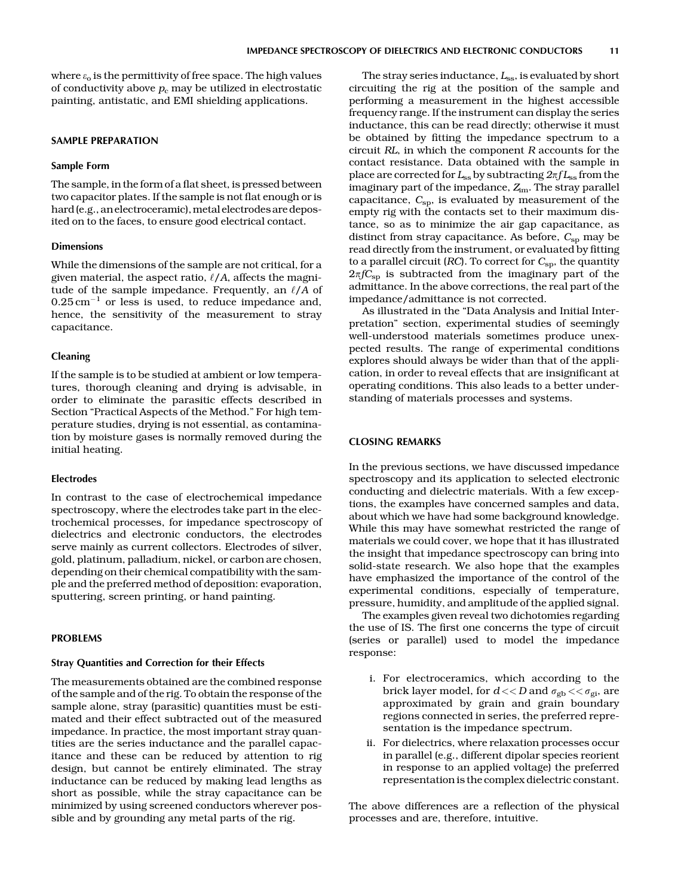where $\varepsilon_o$ is the permittivity of free space. The high values of conductivity above $p_c$ may be utilized in electrostatic painting, antistatic, and EMI shielding applications.

## SAMPLE PREPARATION

### Sample Form

The sample, in the form of a flat sheet, is pressed between two capacitor plates. If the sample is not flat enough or is hard (e.g., an electroceramic), metal electrodes are deposited on to the faces, to ensure good electrical contact.

### Dimensions

While the dimensions of the sample are not critical, for a given material, the aspect ratio, $\ell/A$, affects the magnitude of the sample impedance. Frequently, an $\ell/A$ of $0.25\,\text{cm}^{-1}$ or less is used, to reduce impedance and, hence, the sensitivity of the measurement to stray capacitance.

### Cleaning

If the sample is to be studied at ambient or low temperatures, thorough cleaning and drying is advisable, in order to eliminate the parasitic effects described in Section "Practical Aspects of the Method." For high temperature studies, drying is not essential, as contamination by moisture gases is normally removed during the initial heating.

### Electrodes

In contrast to the case of electrochemical impedance spectroscopy, where the electrodes take part in the electrochemical processes, for impedance spectroscopy of dielectrics and electronic conductors, the electrodes serve mainly as current collectors. Electrodes of silver, gold, platinum, palladium, nickel, or carbon are chosen, depending on their chemical compatibility with the sample and the preferred method of deposition: evaporation, sputtering, screen printing, or hand painting.

## PROBLEMS

### Stray Quantities and Correction for their Effects

The measurements obtained are the combined response of the sample and of the rig. To obtain the response of the sample alone, stray (parasitic) quantities must be estimated and their effect subtracted out of the measured impedance. In practice, the most important stray quantities are the series inductance and the parallel capacitance and these can be reduced by attention to rig design, but cannot be entirely eliminated. The stray inductance can be reduced by making lead lengths as short as possible, while the stray capacitance can be minimized by using screened conductors wherever possible and by grounding any metal parts of the rig.

The stray series inductance, $L_{ss}$, is evaluated by short circuiting the rig at the position of the sample and performing a measurement in the highest accessible frequency range. If the instrument can display the series inductance, this can be read directly; otherwise it must be obtained by fitting the impedance spectrum to a circuit *RL*, in which the component *R* accounts for the contact resistance. Data obtained with the sample in place are corrected for $L_{ss}$ by subtracting $2\pi f L_{ss}$ from the imaginary part of the impedance, $Z_{im}$. The stray parallel capacitance, $C_{sp}$, is evaluated by measurement of the empty rig with the contacts set to their maximum distance, so as to minimize the air gap capacitance, as distinct from stray capacitance. As before, $C_{sp}$ may be read directly from the instrument, or evaluated by fitting to a parallel circuit (*RC*). To correct for $C_{sp}$, the quantity $2\pi f C_{sp}$ is subtracted from the imaginary part of the admittance. In the above corrections, the real part of the impedance/admittance is not corrected.

As illustrated in the "Data Analysis and Initial Interpretation" section, experimental studies of seemingly well-understood materials sometimes produce unexpected results. The range of experimental conditions explores should always be wider than that of the application, in order to reveal effects that are insignificant at operating conditions. This also leads to a better understanding of materials processes and systems.

## CLOSING REMARKS

In the previous sections, we have discussed impedance spectroscopy and its application to selected electronic conducting and dielectric materials. With a few exceptions, the examples have concerned samples and data, about which we have had some background knowledge. While this may have somewhat restricted the range of materials we could cover, we hope that it has illustrated the insight that impedance spectroscopy can bring into solid-state research. We also hope that the examples have emphasized the importance of the control of the experimental conditions, especially of temperature, pressure, humidity, and amplitude of the applied signal.

The examples given reveal two dichotomies regarding the use of IS. The first one concerns the type of circuit (series or parallel) used to model the impedance response:

i. For electroceramics, which according to the brick layer model, for $d << D$ and $\sigma_{gb} << \sigma_{gi}$, are approximated by grain and grain boundary regions connected in series, the preferred representation is the impedance spectrum.
ii. For dielectrics, where relaxation processes occur in parallel (e.g., different dipolar species reorient in response to an applied voltage) the preferred representation is the complex dielectric constant.

The above differences are a reflection of the physical processes and are, therefore, intuitive.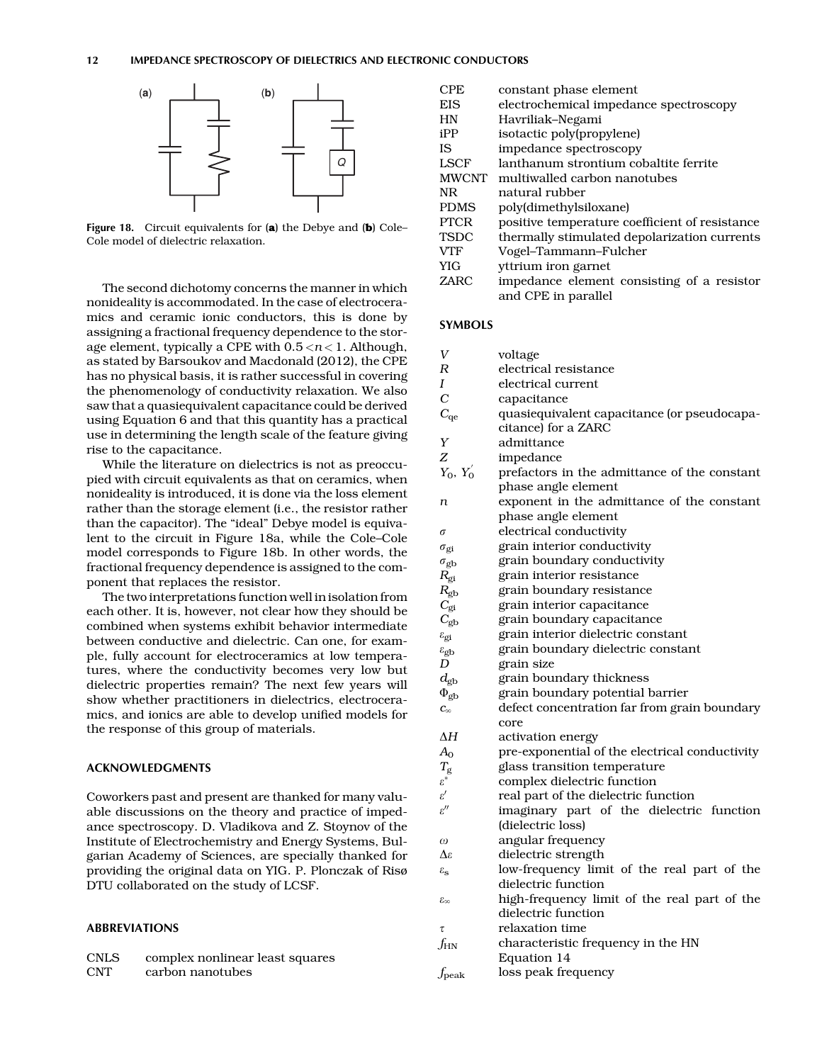Figure 18. Circuit equivalents for (a) the Debye and (b) Cole–Cole model of dielectric relaxation.

The second dichotomy concerns the manner in which nonideality is accommodated. In the case of electroceramics and ceramic ionic conductors, this is done by assigning a fractional frequency dependence to the storage element, typically a CPE with $0.5 < n < 1$. Although, as stated by Barsoukov and Macdonald (2012), the CPE has no physical basis, it is rather successful in covering the phenomenology of conductivity relaxation. We also saw that a quasiequivalent capacitance could be derived using Equation 6 and that this quantity has a practical use in determining the length scale of the feature giving rise to the capacitance.

While the literature on dielectrics is not as preoccupied with circuit equivalents as that on ceramics, when nonideality is introduced, it is done via the loss element rather than the storage element (i.e., the resistor rather than the capacitor). The "ideal" Debye model is equivalent to the circuit in Figure 18a, while the Cole–Cole model corresponds to Figure 18b. In other words, the fractional frequency dependence is assigned to the component that replaces the resistor.

The two interpretations function well in isolation from each other. It is, however, not clear how they should be combined when systems exhibit behavior intermediate between conductive and dielectric. Can one, for example, fully account for electroceramics at low temperatures, where the conductivity becomes very low but dielectric properties remain? The next few years will show whether practitioners in dielectrics, electroceramics, and ionics are able to develop unified models for the response of this group of materials.

## ACKNOWLEDGMENTS

Coworkers past and present are thanked for many valuable discussions on the theory and practice of impedance spectroscopy. D. Vladikova and Z. Stoynov of the Institute of Electrochemistry and Energy Systems, Bulgarian Academy of Sciences, are specially thanked for providing the original data on YIG. P. Plonczak of Risø DTU collaborated on the study of LCSF.

## ABBREVIATIONS

| | |
|---|---|
| CNLS | complex nonlinear least squares |
| CNT | carbon nanotubes |
| CPE | constant phase element |
| EIS | electrochemical impedance spectroscopy |
| HN | Havriliak–Negami |
| iPP | isotactic poly(propylene) |
| IS | impedance spectroscopy |
| LSCF | lanthanum strontium cobaltite ferrite |
| MWCNT | multiwalled carbon nanotubes |
| NR | natural rubber |
| PDMS | poly(dimethylsiloxane) |
| PTCR | positive temperature coefficient of resistance |
| TSDC | thermally stimulated depolarization currents |
| VTF | Vogel–Tammann–Fulcher |
| YIG | yttrium iron garnet |
| ZARC | impedance element consisting of a resistor and CPE in parallel |

## SYMBOLS

| | |
|---|---|
| $V$ | voltage |
| $R$ | electrical resistance |
| $I$ | electrical current |
| $C$ | capacitance |
| $C_{qe}$ | quasiequivalent capacitance (or pseudocapacitance) for a ZARC |
| $Y$ | admittance |
| $Z$ | impedance |
| $Y_0$, $Y_0'$ | prefactors in the admittance of the constant phase element |
| $n$ | exponent in the admittance of the constant phase angle element |
| $\sigma$ | electrical conductivity |
| $\sigma_{gi}$ | grain interior conductivity |
| $\sigma_{gb}$ | grain boundary conductivity |
| $R_{gi}$ | grain interior resistance |
| $R_{gb}$ | grain boundary resistance |
| $C_{gi}$ | grain interior capacitance |
| $C_{gb}$ | grain boundary capacitance |
| $\varepsilon_{gi}$ | grain interior dielectric constant |
| $\varepsilon_{gb}$ | grain boundary dielectric constant |
| $D$ | grain size |
| $d_{gb}$ | grain boundary thickness |
| $\Phi_{gb}$ | grain boundary potential barrier |
| $c_\infty$ | defect concentration far from grain boundary core |
| $\Delta H$ | activation energy |
| $A_0$ | pre-exponential of the electrical conductivity |
| $T_g$ | glass transition temperature |
| $\varepsilon^*$ | complex dielectric function |
| $\varepsilon'$ | real part of the dielectric function |
| $\varepsilon''$ | imaginary part of the dielectric function (dielectric loss) |
| $\omega$ | angular frequency |
| $\Delta\varepsilon$ | dielectric strength |
| $\varepsilon_s$ | low-frequency limit of the real part of the dielectric function |
| $\varepsilon_\infty$ | high-frequency limit of the real part of the dielectric function |
| $\tau$ | relaxation time |
| $f_{HN}$ | characteristic frequency in the HN Equation 14 |
| $f_{peak}$ | loss peak frequency |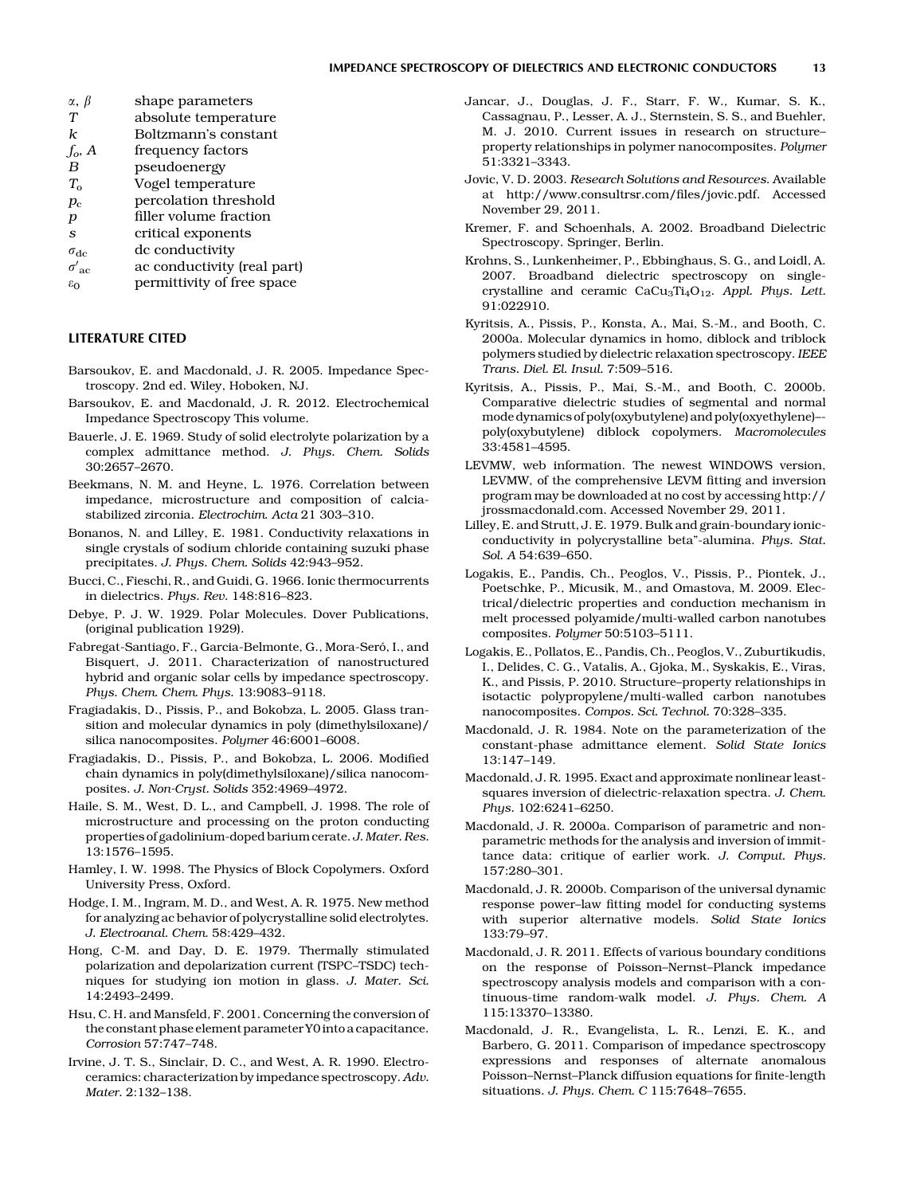| | |
|---|---|
| $\alpha$, $\beta$ | shape parameters |
| $T$ | absolute temperature |
| $k$ | Boltzmann's constant |
| $f_o$, $A$ | frequency factors |
| $B$ | pseudoenergy |
| $T_o$ | Vogel temperature |
| $p_c$ | percolation threshold |
| $p$ | filler volume fraction |
| $s$ | critical exponents |
| $\sigma_{dc}$ | dc conductivity |
| $\sigma'_{ac}$ | ac conductivity (real part) |
| $\varepsilon_0$ | permittivity of free space |

## LITERATURE CITED

Barsoukov, E. and Macdonald, J. R. 2005. Impedance Spectroscopy. 2nd ed. Wiley, Hoboken, NJ.

Barsoukov, E. and Macdonald, J. R. 2012. Electrochemical Impedance Spectroscopy This volume.

Bauerle, J. E. 1969. Study of solid electrolyte polarization by a complex admittance method. *J. Phys. Chem. Solids* 30:2657–2670.

Beekmans, N. M. and Heyne, L. 1976. Correlation between impedance, microstructure and composition of calcia-stabilized zirconia. *Electrochim. Acta* 21 303–310.

Bonanos, N. and Lilley, E. 1981. Conductivity relaxations in single crystals of sodium chloride containing suzuki phase precipitates. *J. Phys. Chem. Solids* 42:943–952.

Bucci, C., Fieschi, R., and Guidi, G. 1966. Ionic thermocurrents in dielectrics. *Phys. Rev.* 148:816–823.

Debye, P. J. W. 1929. Polar Molecules. Dover Publications, (original publication 1929).

Fabregat-Santiago, F., Garcia-Belmonte, G., Mora-Seró, I., and Bisquert, J. 2011. Characterization of nanostructured hybrid and organic solar cells by impedance spectroscopy. *Phys. Chem. Chem. Phys.* 13:9083–9118.

Fragiadakis, D., Pissis, P., and Bokobza, L. 2005. Glass transition and molecular dynamics in poly (dimethylsiloxane)/silica nanocomposites. *Polymer* 46:6001–6008.

Fragiadakis, D., Pissis, P., and Bokobza, L. 2006. Modified chain dynamics in poly(dimethylsiloxane)/silica nanocomposites. *J. Non-Cryst. Solids* 352:4969–4972.

Haile, S. M., West, D. L., and Campbell, J. 1998. The role of microstructure and processing on the proton conducting properties of gadolinium-doped barium cerate. *J. Mater. Res.* 13:1576–1595.

Hamley, I. W. 1998. The Physics of Block Copolymers. Oxford University Press, Oxford.

Hodge, I. M., Ingram, M. D., and West, A. R. 1975. New method for analyzing ac behavior of polycrystalline solid electrolytes. *J. Electroanal. Chem.* 58:429–432.

Hong, C-M. and Day, D. E. 1979. Thermally stimulated polarization and depolarization current (TSPC–TSDC) techniques for studying ion motion in glass. *J. Mater. Sci.* 14:2493–2499.

Hsu, C. H. and Mansfeld, F. 2001. Concerning the conversion of the constant phase element parameter Y0 into a capacitance. *Corrosion* 57:747–748.

Irvine, J. T. S., Sinclair, D. C., and West, A. R. 1990. Electroceramics: characterization by impedance spectroscopy. *Adv. Mater.* 2:132–138.

Jancar, J., Douglas, J. F., Starr, F. W., Kumar, S. K., Cassagnau, P., Lesser, A. J., Sternstein, S. S., and Buehler, M. J. 2010. Current issues in research on structure–property relationships in polymer nanocomposites. *Polymer* 51:3321–3343.

Jovic, V. D. 2003. *Research Solutions and Resources*. Available at http://www.consultrsr.com/files/jovic.pdf. Accessed November 29, 2011.

Kremer, F. and Schoenhals, A. 2002. Broadband Dielectric Spectroscopy. Springer, Berlin.

Krohns, S., Lunkenheimer, P., Ebbinghaus, S. G., and Loidl, A. 2007. Broadband dielectric spectroscopy on single-crystalline and ceramic $CaCu_3Ti_4O_{12}$. *Appl. Phys. Lett.* 91:022910.

Kyritsis, A., Pissis, P., Konsta, A., Mai, S.-M., and Booth, C. 2000a. Molecular dynamics in homo, diblock and triblock polymers studied by dielectric relaxation spectroscopy. *IEEE Trans. Diel. El. Insul.* 7:509–516.

Kyritsis, A., Pissis, P., Mai, S.-M., and Booth, C. 2000b. Comparative dielectric studies of segmental and normal mode dynamics of poly(oxybutylene) and poly(oxyethylene)–-poly(oxybutylene) diblock copolymers. *Macromolecules* 33:4581–4595.

LEVMW, web information. The newest WINDOWS version, LEVMW, of the comprehensive LEVM fitting and inversion program may be downloaded at no cost by accessing http://jrossmacdonald.com. Accessed November 29, 2011.

Lilley, E. and Strutt, J. E. 1979. Bulk and grain-boundary ionic-conductivity in polycrystalline beta"-alumina. *Phys. Stat. Sol. A* 54:639–650.

Logakis, E., Pandis, Ch., Peoglos, V., Pissis, P., Piontek, J., Poetschke, P., Micusik, M., and Omastova, M. 2009. Electrical/dielectric properties and conduction mechanism in melt processed polyamide/multi-walled carbon nanotubes composites. *Polymer* 50:5103–5111.

Logakis, E., Pollatos, E., Pandis, Ch., Peoglos, V., Zuburtikudis, I., Delides, C. G., Vatalis, A., Gjoka, M., Syskakis, E., Viras, K., and Pissis, P. 2010. Structure–property relationships in isotactic polypropylene/multi-walled carbon nanotubes nanocomposites. *Compos. Sci. Technol.* 70:328–335.

Macdonald, J. R. 1984. Note on the parameterization of the constant-phase admittance element. *Solid State Ionics* 13:147–149.

Macdonald, J. R. 1995. Exact and approximate nonlinear least-squares inversion of dielectric-relaxation spectra. *J. Chem. Phys.* 102:6241–6250.

Macdonald, J. R. 2000a. Comparison of parametric and non-parametric methods for the analysis and inversion of immittance data: critique of earlier work. *J. Comput. Phys.* 157:280–301.

Macdonald, J. R. 2000b. Comparison of the universal dynamic response power–law fitting model for conducting systems with superior alternative models. *Solid State Ionics* 133:79–97.

Macdonald, J. R. 2011. Effects of various boundary conditions on the response of Poisson–Nernst–Planck impedance spectroscopy analysis models and comparison with a continuous-time random-walk model. *J. Phys. Chem. A* 115:13370–13380.

Macdonald, J. R., Evangelista, L. R., Lenzi, E. K., and Barbero, G. 2011. Comparison of impedance spectroscopy expressions and responses of alternate anomalous Poisson–Nernst–Planck diffusion equations for finite-length situations. *J. Phys. Chem. C* 115:7648–7655.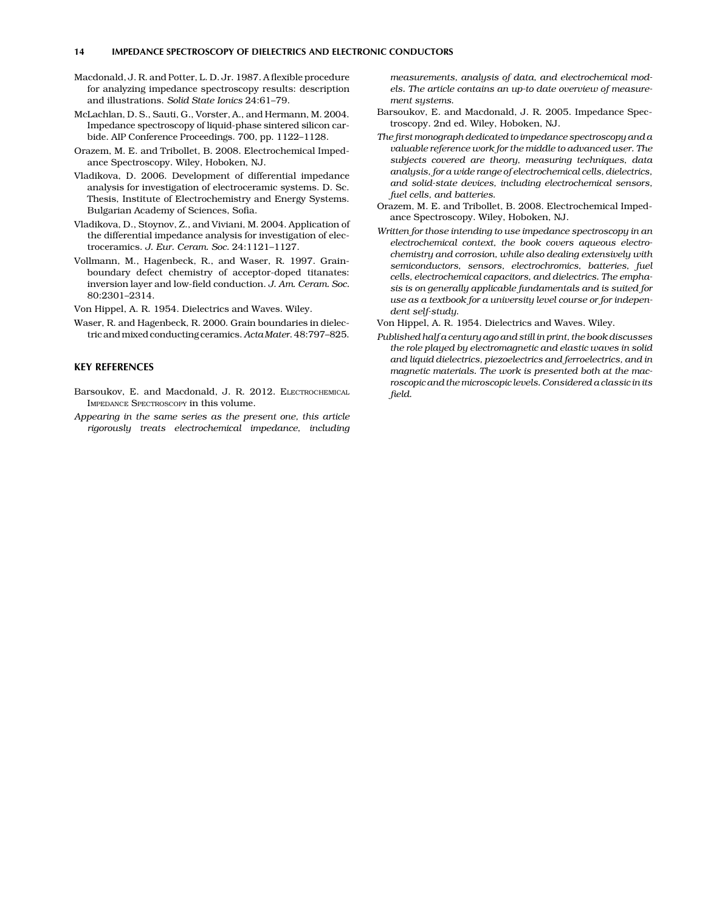Macdonald, J. R. and Potter, L. D. Jr. 1987. A flexible procedure for analyzing impedance spectroscopy results: description and illustrations. *Solid State Ionics* 24:61–79.

McLachlan, D. S., Sauti, G., Vorster, A., and Hermann, M. 2004. Impedance spectroscopy of liquid-phase sintered silicon carbide. AIP Conference Proceedings. 700, pp. 1122–1128.

Orazem, M. E. and Tribollet, B. 2008. Electrochemical Impedance Spectroscopy. Wiley, Hoboken, NJ.

Vladikova, D. 2006. Development of differential impedance analysis for investigation of electroceramic systems. D. Sc. Thesis, Institute of Electrochemistry and Energy Systems. Bulgarian Academy of Sciences, Sofia.

Vladikova, D., Stoynov, Z., and Viviani, M. 2004. Application of the differential impedance analysis for investigation of electroceramics. *J. Eur. Ceram. Soc.* 24:1121–1127.

Vollmann, M., Hagenbeck, R., and Waser, R. 1997. Grain-boundary defect chemistry of acceptor-doped titanates: inversion layer and low-field conduction. *J. Am. Ceram. Soc.* 80:2301–2314.

Von Hippel, A. R. 1954. Dielectrics and Waves. Wiley.

Waser, R. and Hagenbeck, R. 2000. Grain boundaries in dielectric and mixed conducting ceramics. *Acta Mater.* 48:797–825.

## KEY REFERENCES

Barsoukov, E. and Macdonald, J. R. 2012. ELECTROCHEMICAL IMPEDANCE SPECTROSCOPY in this volume.

*Appearing in the same series as the present one, this article rigorously treats electrochemical impedance, including measurements, analysis of data, and electrochemical models. The article contains an up-to date overview of measurement systems.*

Barsoukov, E. and Macdonald, J. R. 2005. Impedance Spectroscopy. 2nd ed. Wiley, Hoboken, NJ.

*The first monograph dedicated to impedance spectroscopy and a valuable reference work for the middle to advanced user. The subjects covered are theory, measuring techniques, data analysis, for a wide range of electrochemical cells, dielectrics, and solid-state devices, including electrochemical sensors, fuel cells, and batteries.*

Orazem, M. E. and Tribollet, B. 2008. Electrochemical Impedance Spectroscopy. Wiley, Hoboken, NJ.

*Written for those intending to use impedance spectroscopy in an electrochemical context, the book covers aqueous electrochemistry and corrosion, while also dealing extensively with semiconductors, sensors, electrochromics, batteries, fuel cells, electrochemical capacitors, and dielectrics. The emphasis is on generally applicable fundamentals and is suited for use as a textbook for a university level course or for independent self-study.*

Von Hippel, A. R. 1954. Dielectrics and Waves. Wiley.

*Published half a century ago and still in print, the book discusses the role played by electromagnetic and elastic waves in solid and liquid dielectrics, piezoelectrics and ferroelectrics, and in magnetic materials. The work is presented both at the macroscopic and the microscopic levels. Considered a classic in its field.*